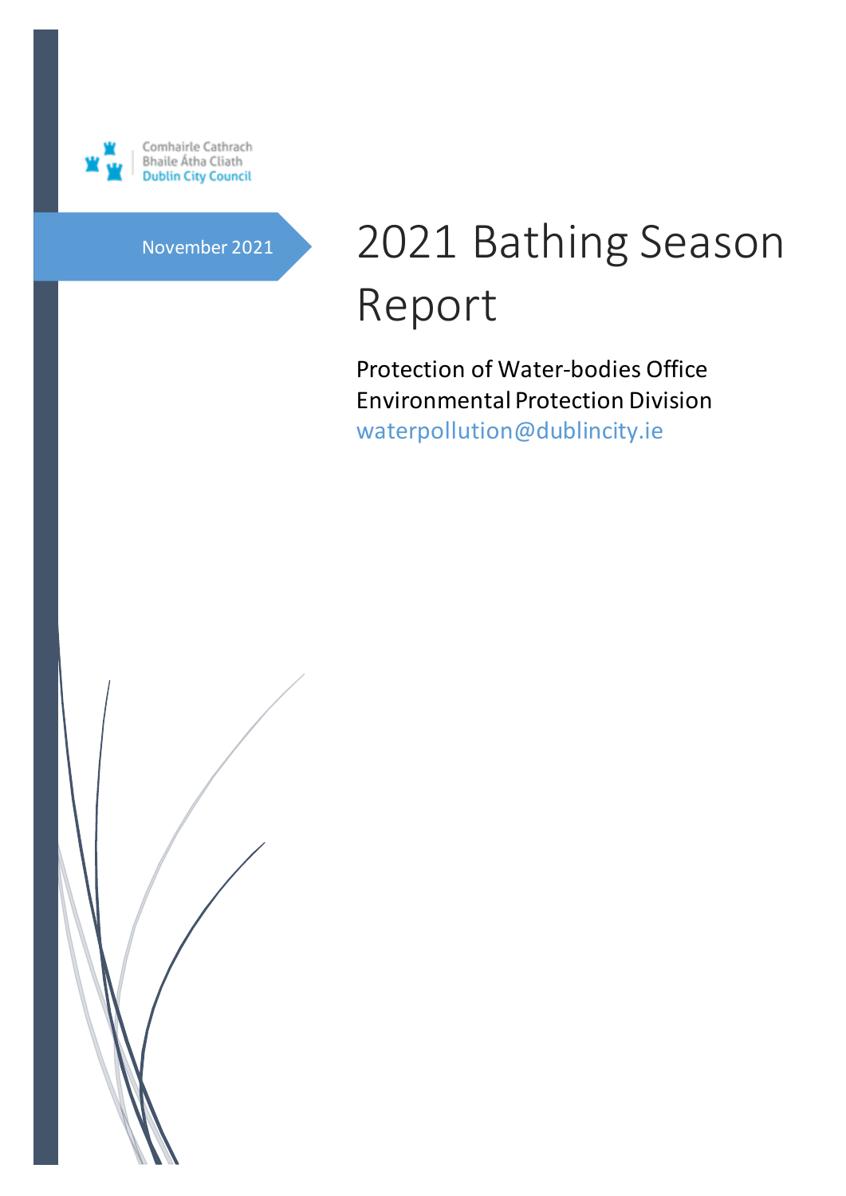Comhairle Cathrach
Bhaile Átha Cliath
Dublin City Council

November 2021

# 2021 Bathing Season Report

Protection of Water-bodies Office
Environmental Protection Division
waterpollution@dublincity.ie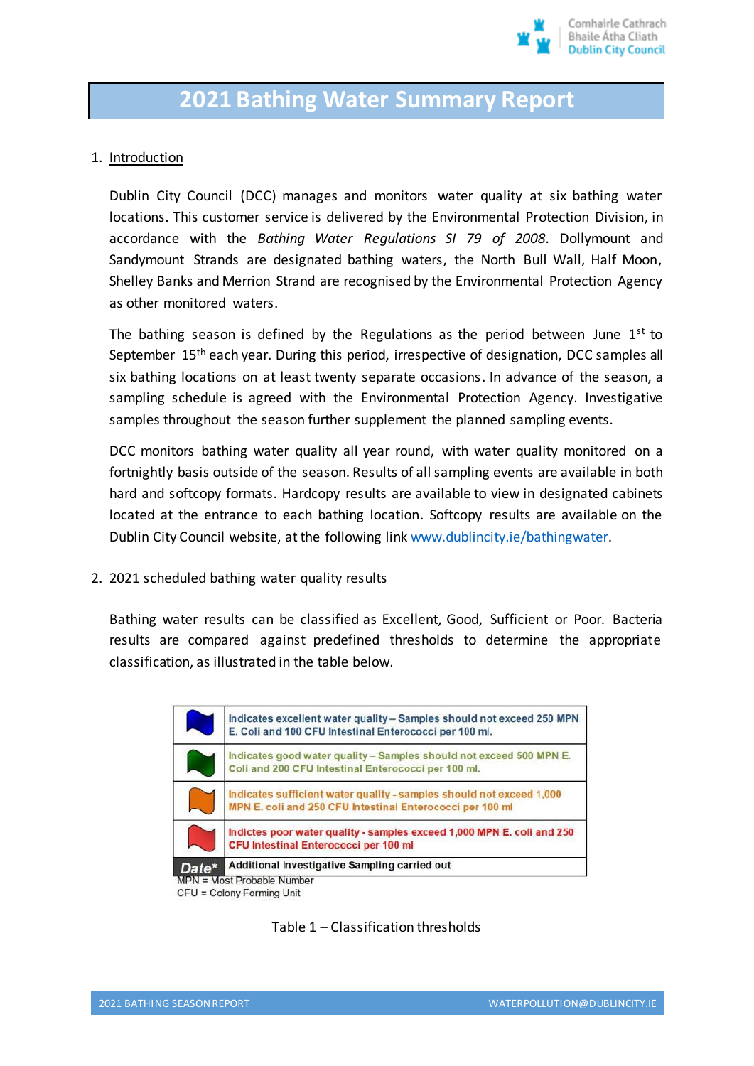# 2021 Bathing Water Summary Report

1. Introduction

Dublin City Council (DCC) manages and monitors water quality at six bathing water locations. This customer service is delivered by the Environmental Protection Division, in accordance with the *Bathing Water Regulations SI 79 of 2008*. Dollymount and Sandymount Strands are designated bathing waters, the North Bull Wall, Half Moon, Shelley Banks and Merrion Strand are recognised by the Environmental Protection Agency as other monitored waters.

The bathing season is defined by the Regulations as the period between June 1st to September 15th each year. During this period, irrespective of designation, DCC samples all six bathing locations on at least twenty separate occasions. In advance of the season, a sampling schedule is agreed with the Environmental Protection Agency. Investigative samples throughout the season further supplement the planned sampling events.

DCC monitors bathing water quality all year round, with water quality monitored on a fortnightly basis outside of the season. Results of all sampling events are available in both hard and softcopy formats. Hardcopy results are available to view in designated cabinets located at the entrance to each bathing location. Softcopy results are available on the Dublin City Council website, at the following link www.dublincity.ie/bathingwater.

2. 2021 scheduled bathing water quality results

Bathing water results can be classified as Excellent, Good, Sufficient or Poor. Bacteria results are compared against predefined thresholds to determine the appropriate classification, as illustrated in the table below.

| Flag | Description |
|---|---|
| Blue flag | Indicates excellent water quality – Samples should not exceed 250 MPN E. Coli and 100 CFU Intestinal Enterococci per 100 ml. |
| Green flag | Indicates good water quality – Samples should not exceed 500 MPN E. Coli and 200 CFU Intestinal Enterococci per 100 ml. |
| Orange flag | Indicates sufficient water quality - samples should not exceed 1,000 MPN E. coli and 250 CFU Intestinal Enterococci per 100 ml |
| Red flag | Indictes poor water quality - samples exceed 1,000 MPN E. coli and 250 CFU Intestinal Enterococci per 100 ml |
| Date* | Additional Investigative Sampling carried out |

MPN = Most Probable Number
CFU = Colony Forming Unit

Table 1 – Classification thresholds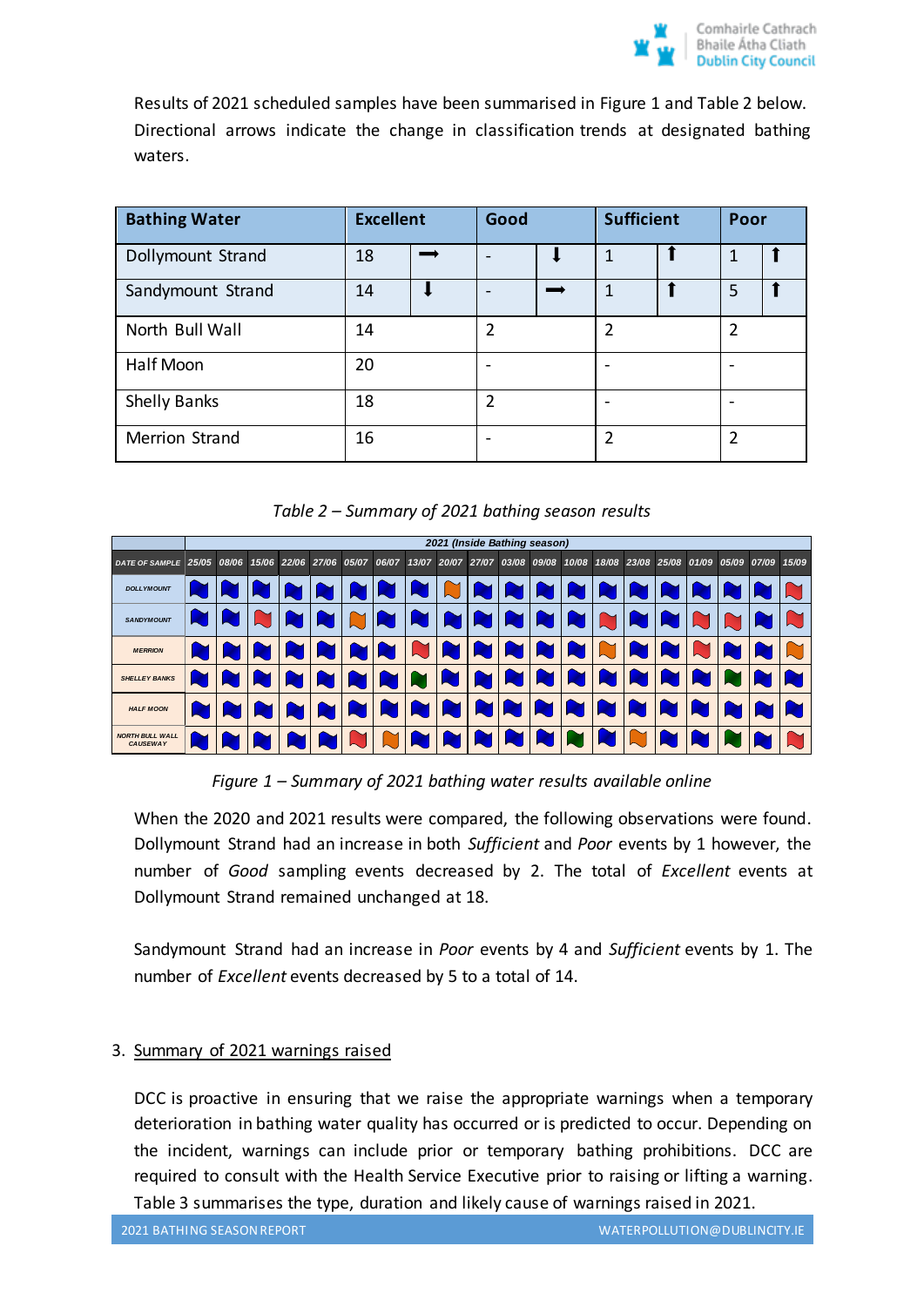Results of 2021 scheduled samples have been summarised in Figure 1 and Table 2 below. Directional arrows indicate the change in classification trends at designated bathing waters.

| Bathing Water | Excellent | | Good | | Sufficient | | Poor | |
|---|---|---|---|---|---|---|---|---|
| Dollymount Strand | 18 | → | - | ↓ | 1 | ↑ | 1 | ↑ |
| Sandymount Strand | 14 | ↓ | - | → | 1 | ↑ | 5 | ↑ |
| North Bull Wall | 14 | | 2 | | 2 | | 2 | |
| Half Moon | 20 | | - | | - | | - | |
| Shelly Banks | 18 | | 2 | | - | | - | |
| Merrion Strand | 16 | | - | | 2 | | 2 | |

*Table 2 – Summary of 2021 bathing season results*

| | 2021 (Inside Bathing season) | | | | | | | | | | | | | | | | | | | |
|---|---|---|---|---|---|---|---|---|---|---|---|---|---|---|---|---|---|---|---|---|
| DATE OF SAMPLE | 25/05 | 08/06 | 15/06 | 22/06 | 27/06 | 05/07 | 06/07 | 13/07 | 20/07 | 27/07 | 03/08 | 09/08 | 10/08 | 18/08 | 23/08 | 25/08 | 01/09 | 05/09 | 07/09 | 15/09 |
| DOLLYMOUNT | Blue | Blue | Blue | Blue | Blue | Blue | Blue | Blue | Orange | Blue | Blue | Blue | Blue | Blue | Blue | Blue | Blue | Blue | Blue | Red |
| SANDYMOUNT | Blue | Blue | Red | Blue | Blue | Orange | Blue | Blue | Blue | Blue | Blue | Blue | Blue | Red | Blue | Blue | Red | Red | Blue | Red |
| MERRION | Blue | Blue | Blue | Blue | Blue | Blue | Blue | Red | Blue | Blue | Blue | Blue | Blue | Orange | Blue | Blue | Red | Blue | Blue | Orange |
| SHELLEY BANKS | Blue | Blue | Blue | Blue | Blue | Blue | Blue | Green | Blue | Blue | Blue | Blue | Blue | Blue | Blue | Blue | Blue | Green | Blue | Blue |
| HALF MOON | Blue | Blue | Blue | Blue | Blue | Blue | Blue | Blue | Blue | Blue | Blue | Blue | Blue | Blue | Blue | Blue | Blue | Blue | Blue | Blue |
| NORTH BULL WALL CAUSEWAY | Blue | Blue | Blue | Blue | Blue | Red | Orange | Blue | Blue | Blue | Blue | Blue | Green | Blue | Orange | Blue | Blue | Green | Blue | Red |

*Figure 1 – Summary of 2021 bathing water results available online*

When the 2020 and 2021 results were compared, the following observations were found. Dollymount Strand had an increase in both *Sufficient* and *Poor* events by 1 however, the number of *Good* sampling events decreased by 2. The total of *Excellent* events at Dollymount Strand remained unchanged at 18.

Sandymount Strand had an increase in *Poor* events by 4 and *Sufficient* events by 1. The number of *Excellent* events decreased by 5 to a total of 14.

3. Summary of 2021 warnings raised

DCC is proactive in ensuring that we raise the appropriate warnings when a temporary deterioration in bathing water quality has occurred or is predicted to occur. Depending on the incident, warnings can include prior or temporary bathing prohibitions. DCC are required to consult with the Health Service Executive prior to raising or lifting a warning. Table 3 summarises the type, duration and likely cause of warnings raised in 2021.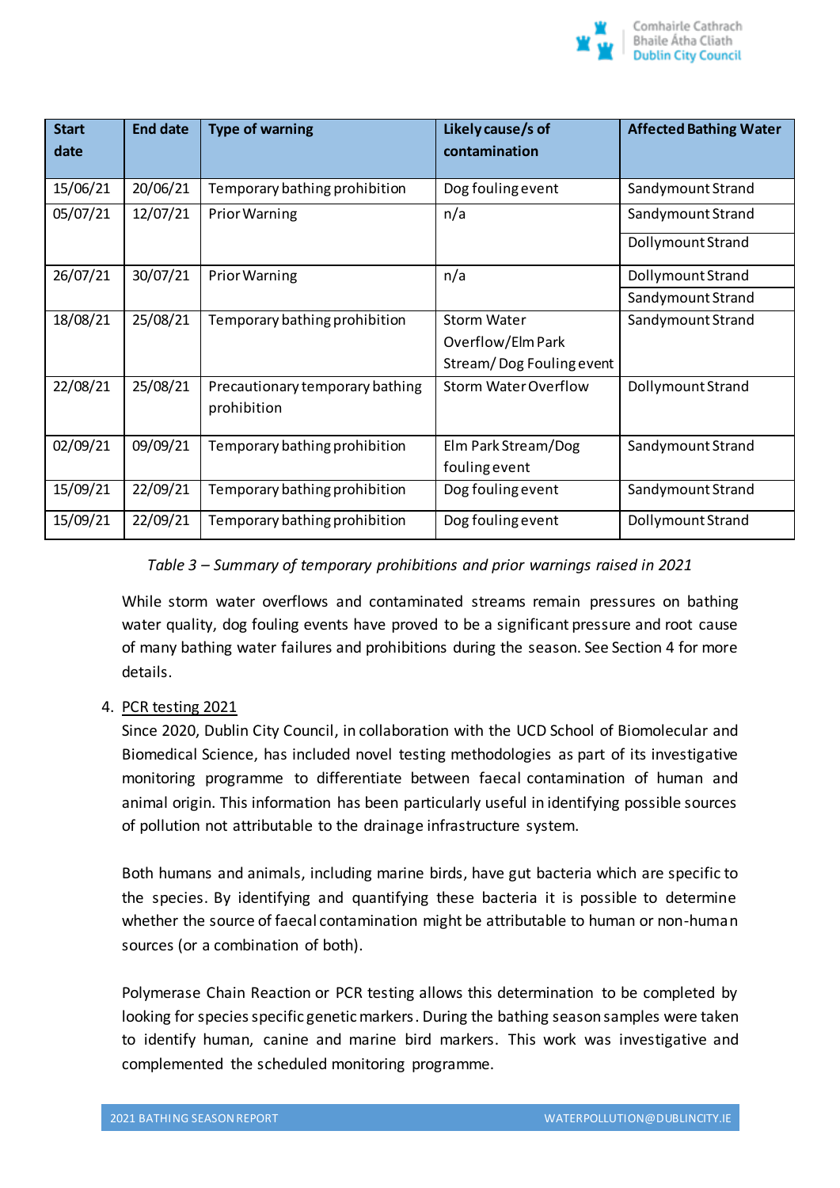| Start date | End date | Type of warning | Likely cause/s of contamination | Affected Bathing Water |
|---|---|---|---|---|
| 15/06/21 | 20/06/21 | Temporary bathing prohibition | Dog fouling event | Sandymount Strand |
| 05/07/21 | 12/07/21 | Prior Warning | n/a | Sandymount Strand |
| | | | | Dollymount Strand |
| 26/07/21 | 30/07/21 | Prior Warning | n/a | Dollymount Strand |
| | | | | Sandymount Strand |
| 18/08/21 | 25/08/21 | Temporary bathing prohibition | Storm Water Overflow/Elm Park Stream/ Dog Fouling event | Sandymount Strand |
| 22/08/21 | 25/08/21 | Precautionary temporary bathing prohibition | Storm Water Overflow | Dollymount Strand |
| 02/09/21 | 09/09/21 | Temporary bathing prohibition | Elm Park Stream/Dog fouling event | Sandymount Strand |
| 15/09/21 | 22/09/21 | Temporary bathing prohibition | Dog fouling event | Sandymount Strand |
| 15/09/21 | 22/09/21 | Temporary bathing prohibition | Dog fouling event | Dollymount Strand |

*Table 3 – Summary of temporary prohibitions and prior warnings raised in 2021*

While storm water overflows and contaminated streams remain pressures on bathing water quality, dog fouling events have proved to be a significant pressure and root cause of many bathing water failures and prohibitions during the season. See Section 4 for more details.

4. PCR testing 2021

Since 2020, Dublin City Council, in collaboration with the UCD School of Biomolecular and Biomedical Science, has included novel testing methodologies as part of its investigative monitoring programme to differentiate between faecal contamination of human and animal origin. This information has been particularly useful in identifying possible sources of pollution not attributable to the drainage infrastructure system.

Both humans and animals, including marine birds, have gut bacteria which are specific to the species. By identifying and quantifying these bacteria it is possible to determine whether the source of faecal contamination might be attributable to human or non-human sources (or a combination of both).

Polymerase Chain Reaction or PCR testing allows this determination to be completed by looking for species specific genetic markers. During the bathing season samples were taken to identify human, canine and marine bird markers. This work was investigative and complemented the scheduled monitoring programme.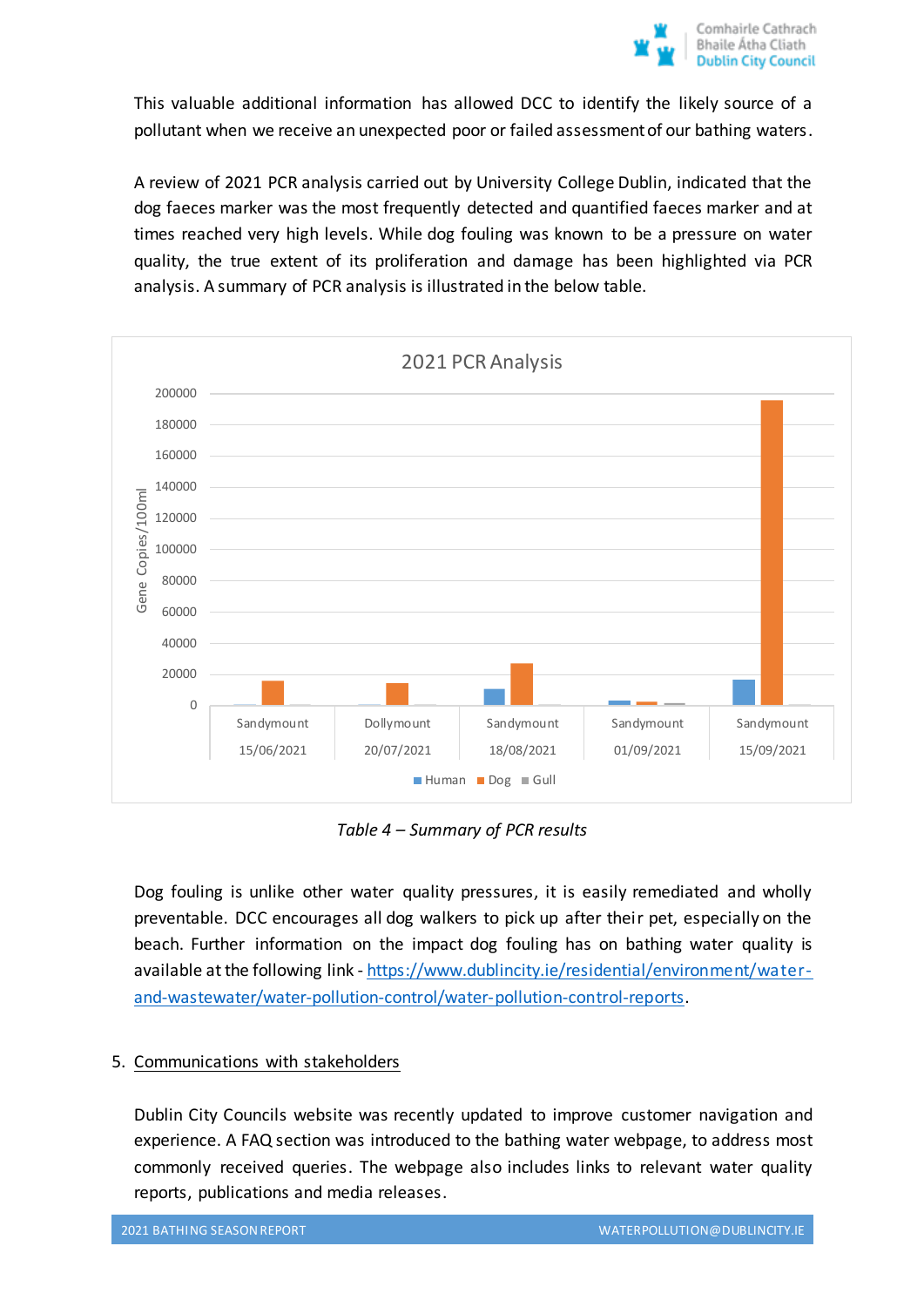This valuable additional information has allowed DCC to identify the likely source of a pollutant when we receive an unexpected poor or failed assessment of our bathing waters.

A review of 2021 PCR analysis carried out by University College Dublin, indicated that the dog faeces marker was the most frequently detected and quantified faeces marker and at times reached very high levels. While dog fouling was known to be a pressure on water quality, the true extent of its proliferation and damage has been highlighted via PCR analysis. A summary of PCR analysis is illustrated in the below table.

*Table 4 – Summary of PCR results*

Dog fouling is unlike other water quality pressures, it is easily remediated and wholly preventable. DCC encourages all dog walkers to pick up after their pet, especially on the beach. Further information on the impact dog fouling has on bathing water quality is available at the following link - [https://www.dublincity.ie/residential/environment/water-and-wastewater/water-pollution-control/water-pollution-control-reports](https://www.dublincity.ie/residential/environment/water-and-wastewater/water-pollution-control/water-pollution-control-reports).

## 5. Communications with stakeholders

Dublin City Councils website was recently updated to improve customer navigation and experience. A FAQ section was introduced to the bathing water webpage, to address most commonly received queries. The webpage also includes links to relevant water quality reports, publications and media releases.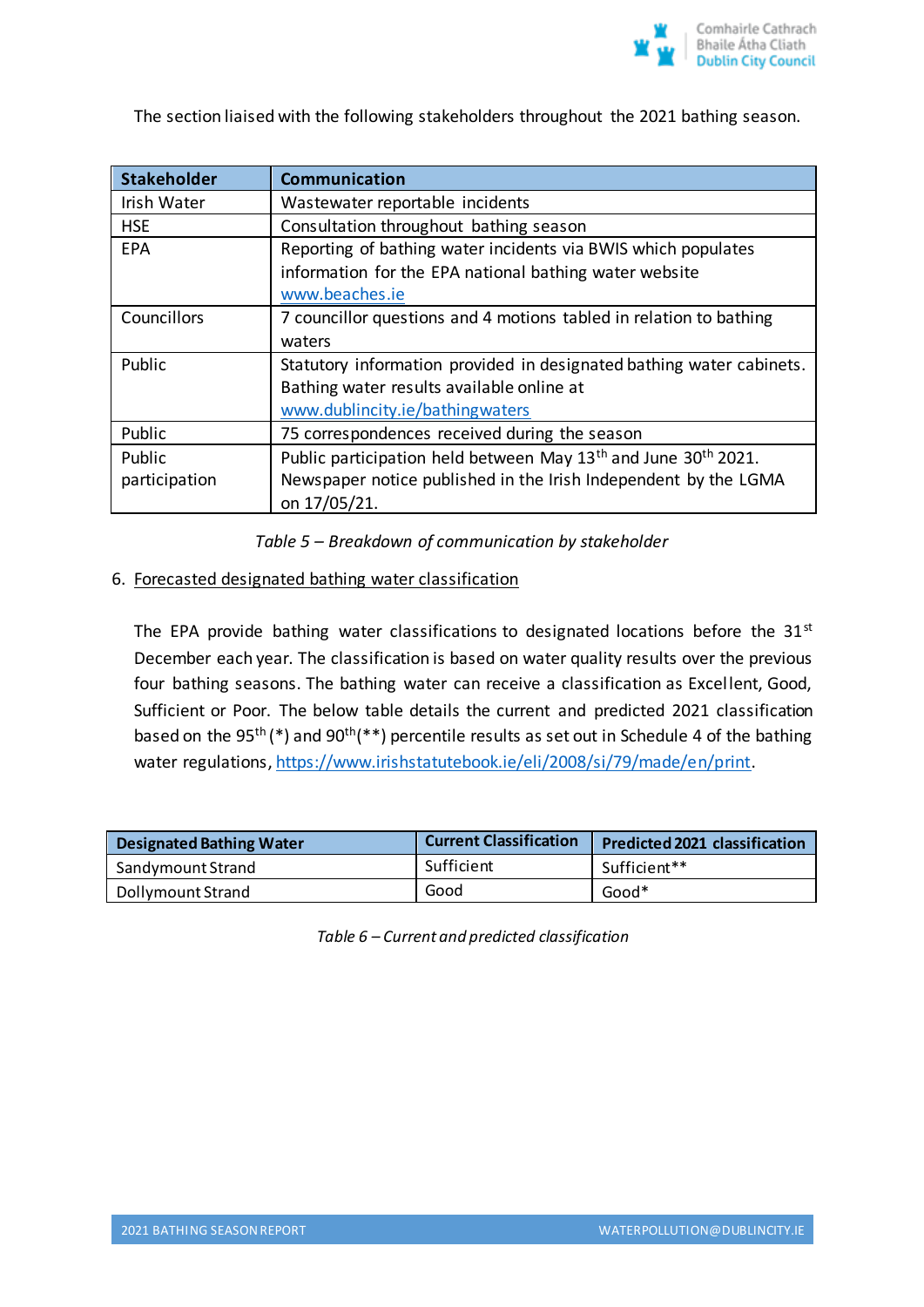The section liaised with the following stakeholders throughout the 2021 bathing season.

| Stakeholder | Communication |
|---|---|
| Irish Water | Wastewater reportable incidents |
| HSE | Consultation throughout bathing season |
| EPA | Reporting of bathing water incidents via BWIS which populates information for the EPA national bathing water website www.beaches.ie |
| Councillors | 7 councillor questions and 4 motions tabled in relation to bathing waters |
| Public | Statutory information provided in designated bathing water cabinets. Bathing water results available online at www.dublincity.ie/bathingwaters |
| Public | 75 correspondences received during the season |
| Public participation | Public participation held between May 13th and June 30th 2021. Newspaper notice published in the Irish Independent by the LGMA on 17/05/21. |

*Table 5 – Breakdown of communication by stakeholder*

6. Forecasted designated bathing water classification

The EPA provide bathing water classifications to designated locations before the 31st December each year. The classification is based on water quality results over the previous four bathing seasons. The bathing water can receive a classification as Excellent, Good, Sufficient or Poor. The below table details the current and predicted 2021 classification based on the 95th (*) and 90th (**) percentile results as set out in Schedule 4 of the bathing water regulations, https://www.irishstatutebook.ie/eli/2008/si/79/made/en/print.

| Designated Bathing Water | Current Classification | Predicted 2021 classification |
|---|---|---|
| Sandymount Strand | Sufficient | Sufficient** |
| Dollymount Strand | Good | Good* |

*Table 6 – Current and predicted classification*